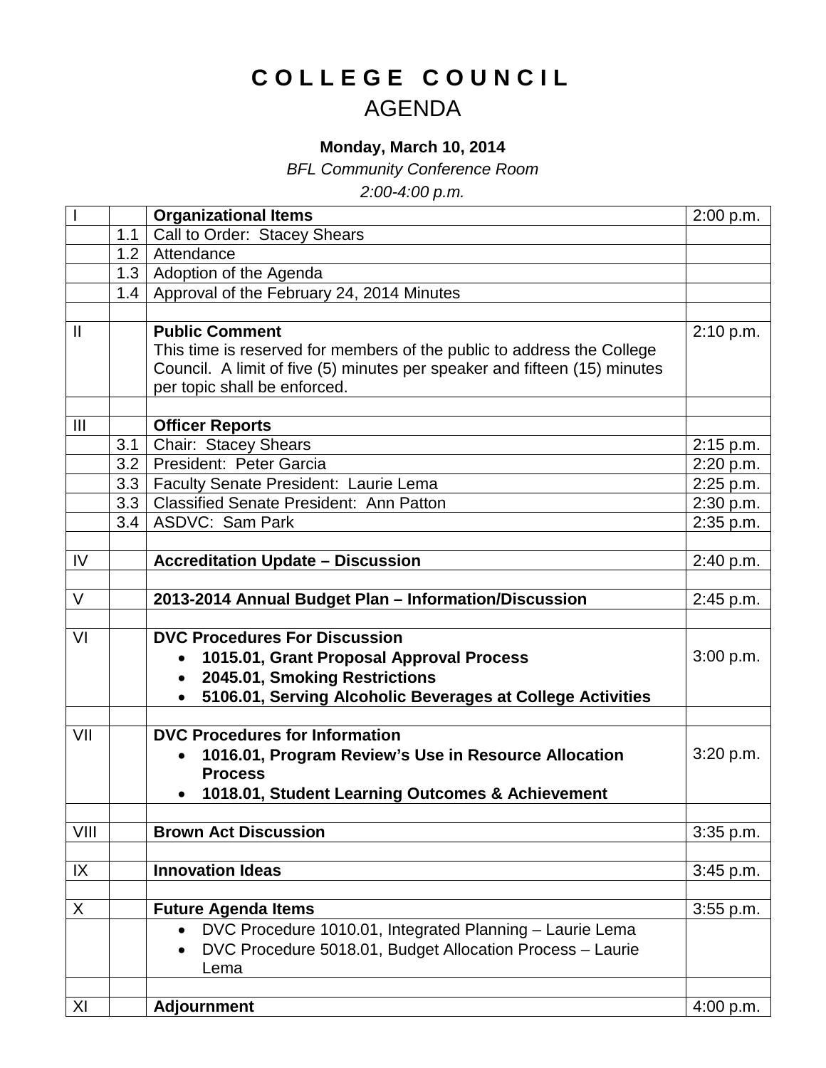# C O L L E G E   C O U N C I L

## AGENDA

**Monday, March 10, 2014**

*BFL Community Conference Room*

*2:00-4:00 p.m.*

| | | | |
|---|---|---|---|
| I | | **Organizational Items** | 2:00 p.m. |
| | 1.1 | Call to Order: Stacey Shears | |
| | 1.2 | Attendance | |
| | 1.3 | Adoption of the Agenda | |
| | 1.4 | Approval of the February 24, 2014 Minutes | |
| | | | |
| II | | **Public Comment**<br>This time is reserved for members of the public to address the College Council. A limit of five (5) minutes per speaker and fifteen (15) minutes per topic shall be enforced. | 2:10 p.m. |
| | | | |
| III | | **Officer Reports** | |
| | 3.1 | Chair: Stacey Shears | 2:15 p.m. |
| | 3.2 | President: Peter Garcia | 2:20 p.m. |
| | 3.3 | Faculty Senate President: Laurie Lema | 2:25 p.m. |
| | 3.3 | Classified Senate President: Ann Patton | 2:30 p.m. |
| | 3.4 | ASDVC: Sam Park | 2:35 p.m. |
| | | | |
| IV | | **Accreditation Update – Discussion** | 2:40 p.m. |
| | | | |
| V | | **2013-2014 Annual Budget Plan – Information/Discussion** | 2:45 p.m. |
| | | | |
| VI | | **DVC Procedures For Discussion**<br>• **1015.01, Grant Proposal Approval Process**<br>• **2045.01, Smoking Restrictions**<br>• **5106.01, Serving Alcoholic Beverages at College Activities** | 3:00 p.m. |
| | | | |
| VII | | **DVC Procedures for Information**<br>• **1016.01, Program Review's Use in Resource Allocation Process**<br>• **1018.01, Student Learning Outcomes & Achievement** | 3:20 p.m. |
| | | | |
| VIII | | **Brown Act Discussion** | 3:35 p.m. |
| | | | |
| IX | | **Innovation Ideas** | 3:45 p.m. |
| | | | |
| X | | **Future Agenda Items** | 3:55 p.m. |
| | | • DVC Procedure 1010.01, Integrated Planning – Laurie Lema<br>• DVC Procedure 5018.01, Budget Allocation Process – Laurie Lema | |
| | | | |
| XI | | **Adjournment** | 4:00 p.m. |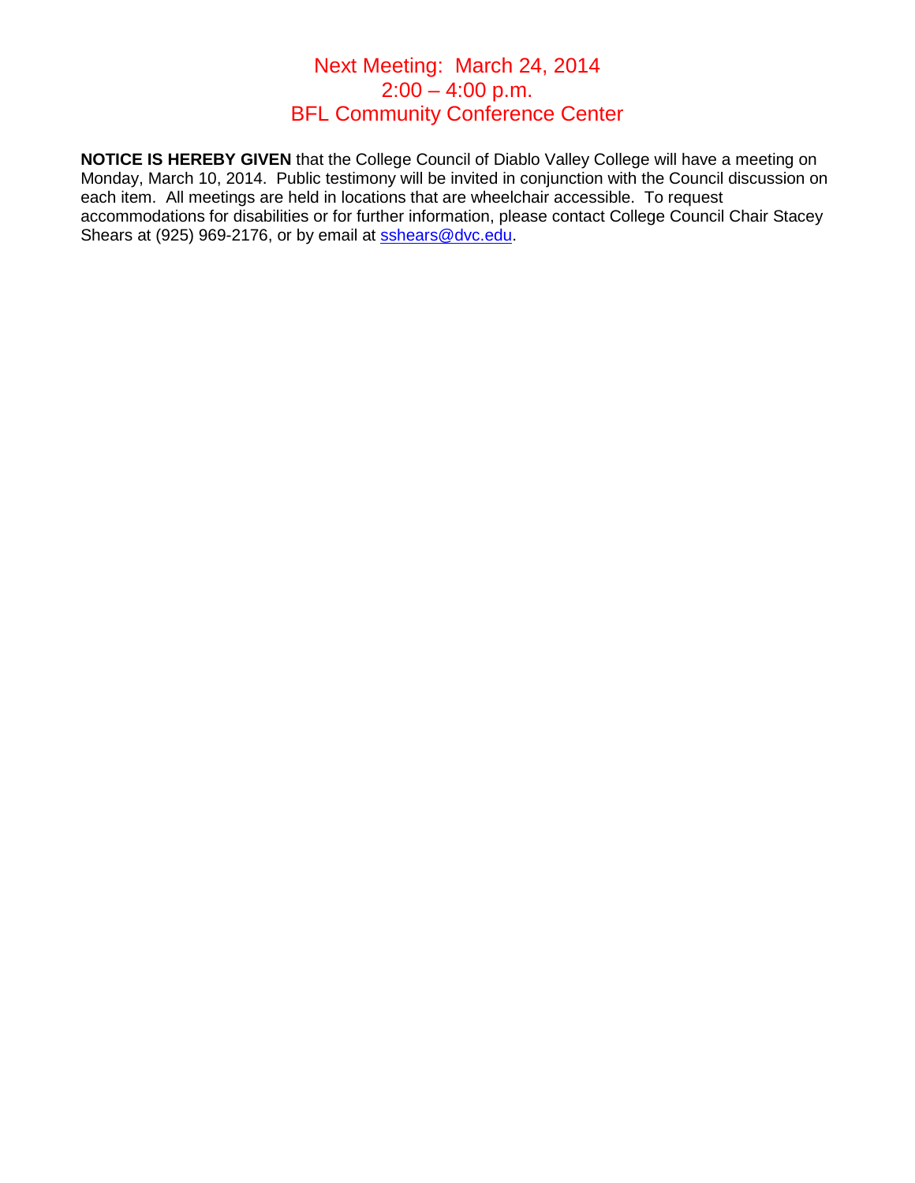Next Meeting: March 24, 2014
2:00 – 4:00 p.m.
BFL Community Conference Center

**NOTICE IS HEREBY GIVEN** that the College Council of Diablo Valley College will have a meeting on Monday, March 10, 2014. Public testimony will be invited in conjunction with the Council discussion on each item. All meetings are held in locations that are wheelchair accessible. To request accommodations for disabilities or for further information, please contact College Council Chair Stacey Shears at (925) 969-2176, or by email at sshears@dvc.edu.